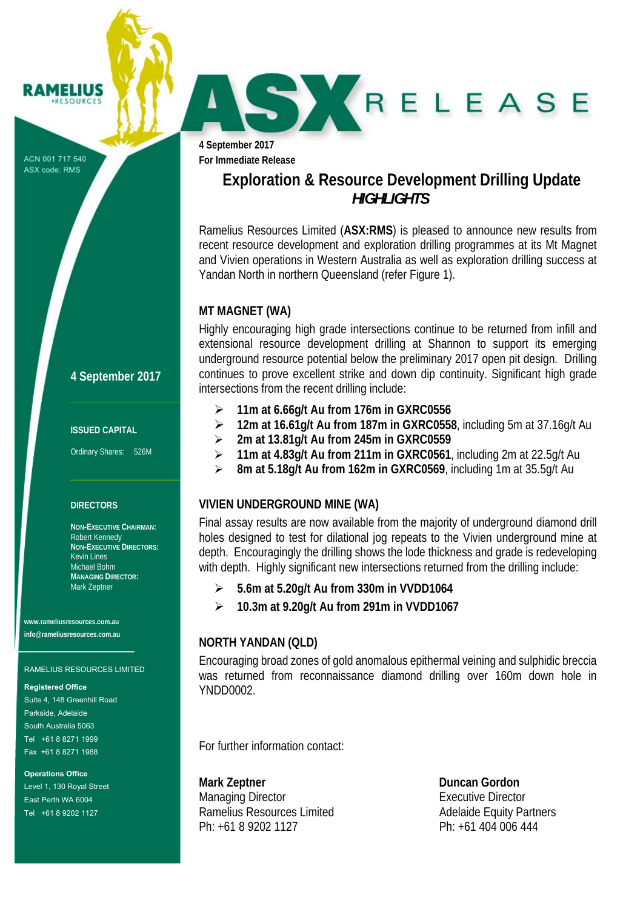# ASX RELEASE

**4 September 2017**
**For Immediate Release**

## Exploration & Resource Development Drilling Update

### *HIGHLIGHTS*

Ramelius Resources Limited (**ASX:RMS**) is pleased to announce new results from recent resource development and exploration drilling programmes at its Mt Magnet and Vivien operations in Western Australia as well as exploration drilling success at Yandan North in northern Queensland (refer Figure 1).

### MT MAGNET (WA)

Highly encouraging high grade intersections continue to be returned from infill and extensional resource development drilling at Shannon to support its emerging underground resource potential below the preliminary 2017 open pit design. Drilling continues to prove excellent strike and down dip continuity. Significant high grade intersections from the recent drilling include:

- **11m at 6.66g/t Au from 176m in GXRC0556**
- **12m at 16.61g/t Au from 187m in GXRC0558**, including 5m at 37.16g/t Au
- **2m at 13.81g/t Au from 245m in GXRC0559**
- **11m at 4.83g/t Au from 211m in GXRC0561**, including 2m at 22.5g/t Au
- **8m at 5.18g/t Au from 162m in GXRC0569**, including 1m at 35.5g/t Au

### VIVIEN UNDERGROUND MINE (WA)

Final assay results are now available from the majority of underground diamond drill holes designed to test for dilational jog repeats to the Vivien underground mine at depth. Encouragingly the drilling shows the lode thickness and grade is redeveloping with depth. Highly significant new intersections returned from the drilling include:

- **5.6m at 5.20g/t Au from 330m in VVDD1064**
- **10.3m at 9.20g/t Au from 291m in VVDD1067**

### NORTH YANDAN (QLD)

Encouraging broad zones of gold anomalous epithermal veining and sulphidic breccia was returned from reconnaissance diamond drilling over 160m down hole in YNDD0002.

For further information contact:

**Mark Zeptner**
Managing Director
Ramelius Resources Limited
Ph: +61 8 9202 1127

**Duncan Gordon**
Executive Director
Adelaide Equity Partners
Ph: +61 404 006 444

---

RAMELIUS RESOURCES

ACN 001 717 540
ASX code: RMS

**4 September 2017**

**ISSUED CAPITAL**

Ordinary Shares: 526M

**DIRECTORS**

**NON-EXECUTIVE CHAIRMAN:**
Robert Kennedy
**NON-EXECUTIVE DIRECTORS:**
Kevin Lines
Michael Bohm
**MANAGING DIRECTOR:**
Mark Zeptner

**www.rameliusresources.com.au**
**info@rameliusresources.com.au**

RAMELIUS RESOURCES LIMITED

**Registered Office**
Suite 4, 148 Greenhill Road
Parkside, Adelaide
South Australia 5063
Tel +61 8 8271 1999
Fax +61 8 8271 1988

**Operations Office**
Level 1, 130 Royal Street
East Perth WA 6004
Tel +61 8 9202 1127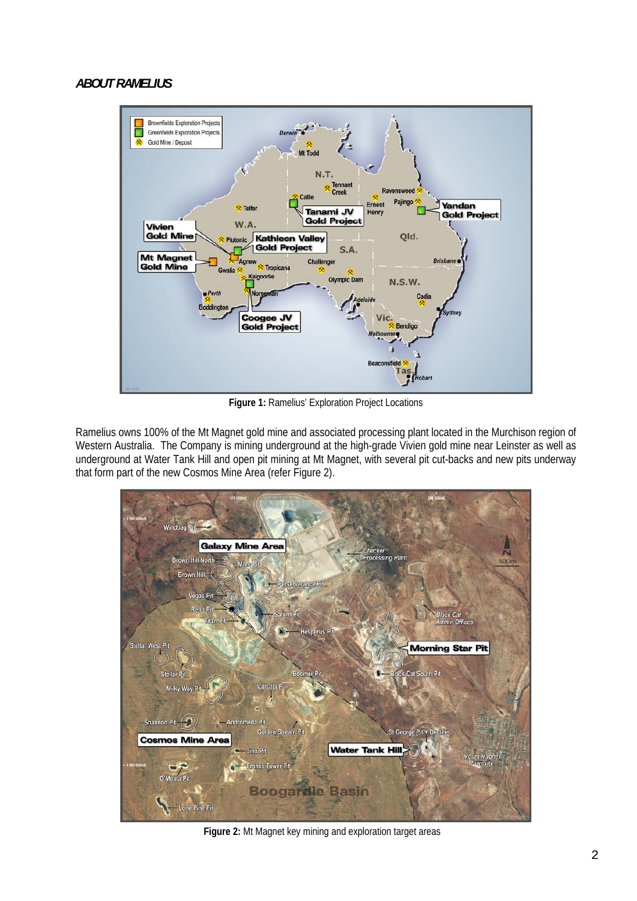***ABOUT RAMELIUS***

**Figure 1:** Ramelius' Exploration Project Locations

Ramelius owns 100% of the Mt Magnet gold mine and associated processing plant located in the Murchison region of Western Australia. The Company is mining underground at the high-grade Vivien gold mine near Leinster as well as underground at Water Tank Hill and open pit mining at Mt Magnet, with several pit cut-backs and new pits underway that form part of the new Cosmos Mine Area (refer Figure 2).

**Figure 2:** Mt Magnet key mining and exploration target areas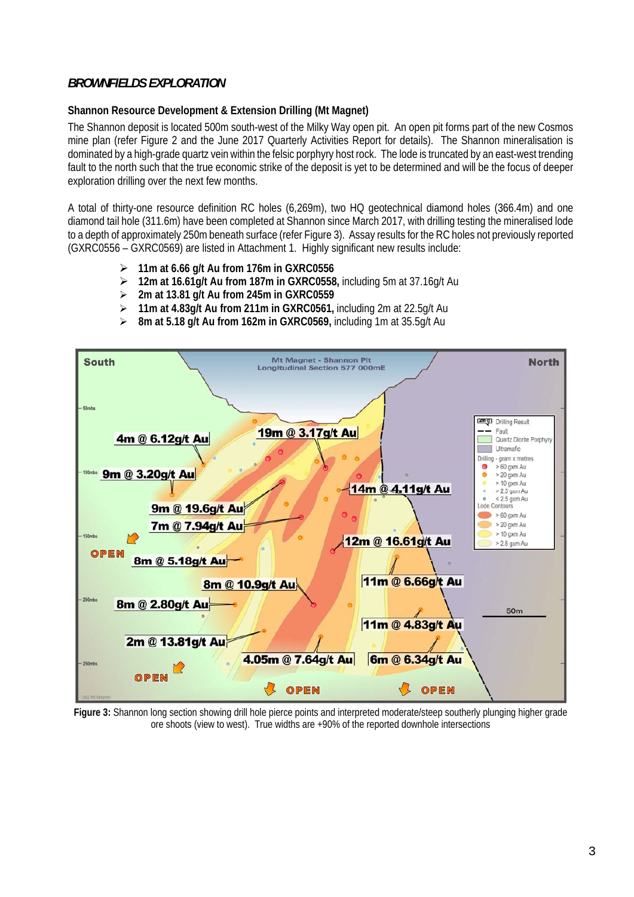## *BROWNFIELDS EXPLORATION*

### Shannon Resource Development & Extension Drilling (Mt Magnet)

The Shannon deposit is located 500m south-west of the Milky Way open pit. An open pit forms part of the new Cosmos mine plan (refer Figure 2 and the June 2017 Quarterly Activities Report for details). The Shannon mineralisation is dominated by a high-grade quartz vein within the felsic porphyry host rock. The lode is truncated by an east-west trending fault to the north such that the true economic strike of the deposit is yet to be determined and will be the focus of deeper exploration drilling over the next few months.

A total of thirty-one resource definition RC holes (6,269m), two HQ geotechnical diamond holes (366.4m) and one diamond tail hole (311.6m) have been completed at Shannon since March 2017, with drilling testing the mineralised lode to a depth of approximately 250m beneath surface (refer Figure 3). Assay results for the RC holes not previously reported (GXRC0556 – GXRC0569) are listed in Attachment 1. Highly significant new results include:

- **11m at 6.66 g/t Au from 176m in GXRC0556**
- **12m at 16.61g/t Au from 187m in GXRC0558,** including 5m at 37.16g/t Au
- **2m at 13.81 g/t Au from 245m in GXRC0559**
- **11m at 4.83g/t Au from 211m in GXRC0561,** including 2m at 22.5g/t Au
- **8m at 5.18 g/t Au from 162m in GXRC0569,** including 1m at 35.5g/t Au

**Figure 3:** Shannon long section showing drill hole pierce points and interpreted moderate/steep southerly plunging higher grade ore shoots (view to west). True widths are +90% of the reported downhole intersections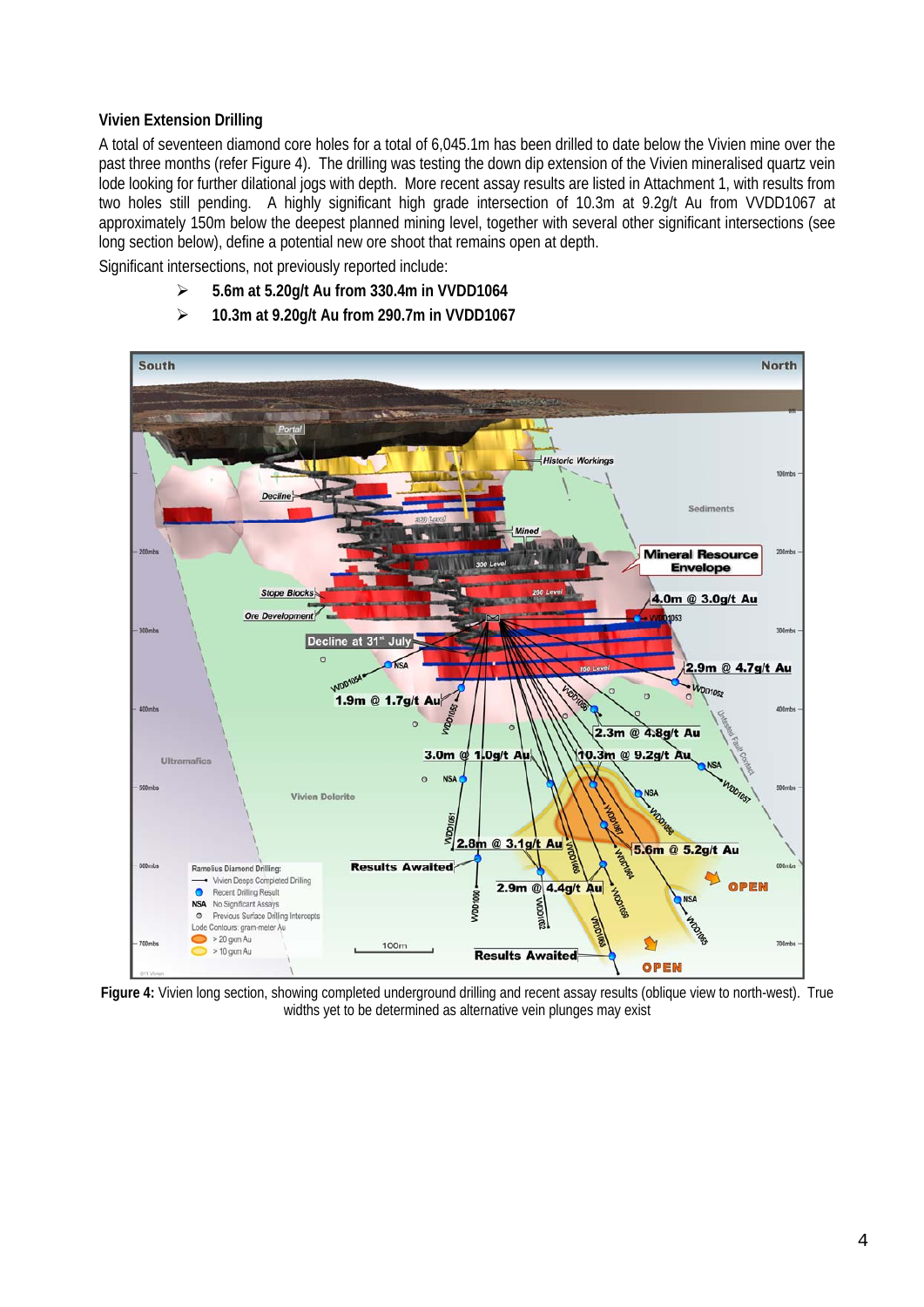### Vivien Extension Drilling

A total of seventeen diamond core holes for a total of 6,045.1m has been drilled to date below the Vivien mine over the past three months (refer Figure 4). The drilling was testing the down dip extension of the Vivien mineralised quartz vein lode looking for further dilational jogs with depth. More recent assay results are listed in Attachment 1, with results from two holes still pending. A highly significant high grade intersection of 10.3m at 9.2g/t Au from VVDD1067 at approximately 150m below the deepest planned mining level, together with several other significant intersections (see long section below), define a potential new ore shoot that remains open at depth.

Significant intersections, not previously reported include:

- **5.6m at 5.20g/t Au from 330.4m in VVDD1064**
- **10.3m at 9.20g/t Au from 290.7m in VVDD1067**

**Figure 4:** Vivien long section, showing completed underground drilling and recent assay results (oblique view to north-west). True widths yet to be determined as alternative vein plunges may exist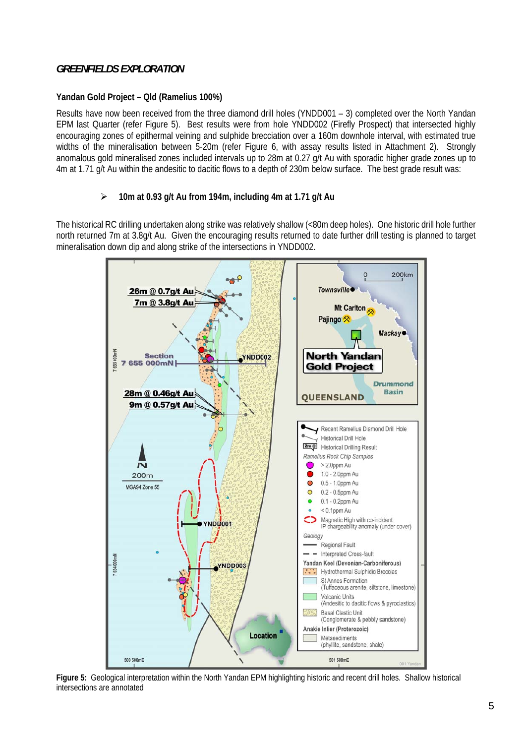## *GREENFIELDS EXPLORATION*

**Yandan Gold Project – Qld (Ramelius 100%)**

Results have now been received from the three diamond drill holes (YNDD001 – 3) completed over the North Yandan EPM last Quarter (refer Figure 5). Best results were from hole YNDD002 (Firefly Prospect) that intersected highly encouraging zones of epithermal veining and sulphide brecciation over a 160m downhole interval, with estimated true widths of the mineralisation between 5-20m (refer Figure 6, with assay results listed in Attachment 2). Strongly anomalous gold mineralised zones included intervals up to 28m at 0.27 g/t Au with sporadic higher grade zones up to 4m at 1.71 g/t Au within the andesitic to dacitic flows to a depth of 230m below surface. The best grade result was:

- **10m at 0.93 g/t Au from 194m, including 4m at 1.71 g/t Au**

The historical RC drilling undertaken along strike was relatively shallow (<80m deep holes). One historic drill hole further north returned 7m at 3.8g/t Au. Given the encouraging results returned to date further drill testing is planned to target mineralisation down dip and along strike of the intersections in YNDD002.

**Figure 5:** Geological interpretation within the North Yandan EPM highlighting historic and recent drill holes. Shallow historical intersections are annotated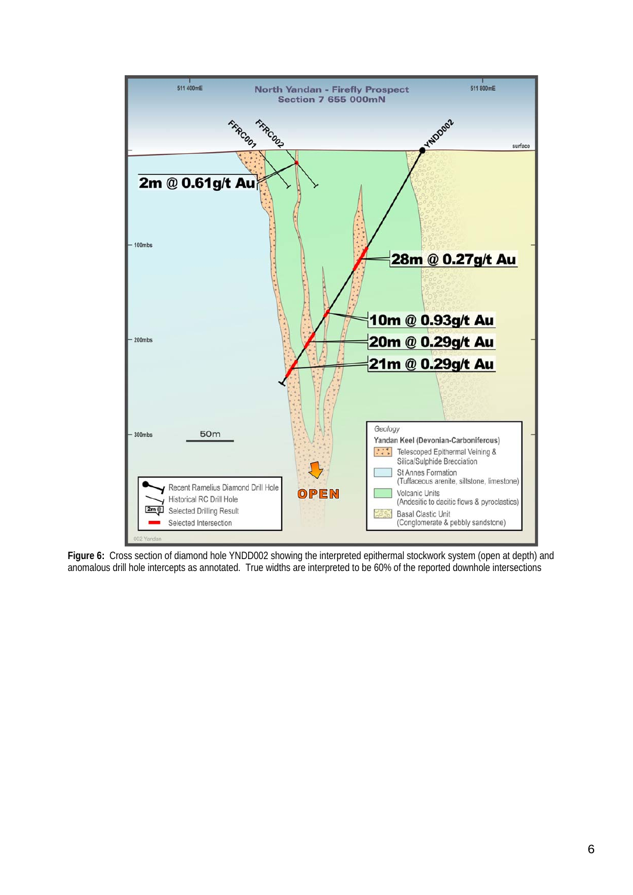**Figure 6:** Cross section of diamond hole YNDD002 showing the interpreted epithermal stockwork system (open at depth) and anomalous drill hole intercepts as annotated. True widths are interpreted to be 60% of the reported downhole intersections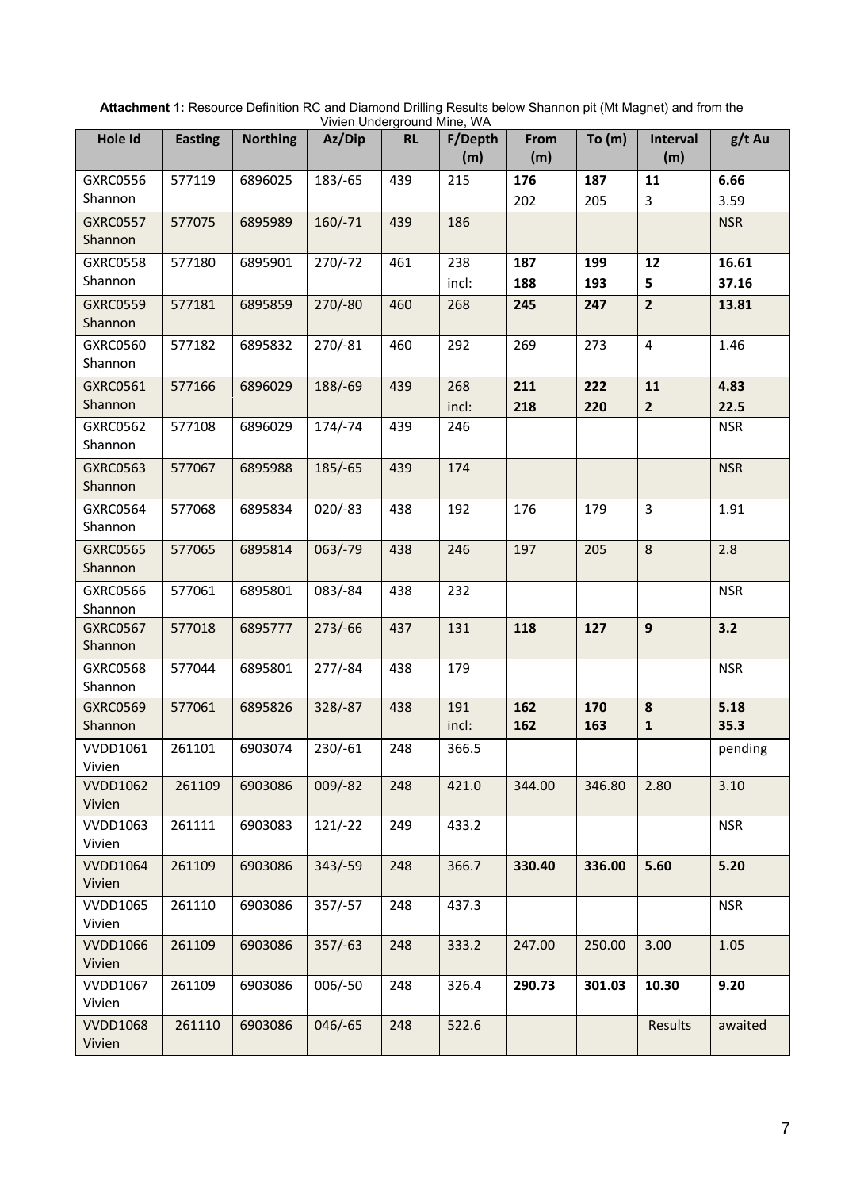**Attachment 1:** Resource Definition RC and Diamond Drilling Results below Shannon pit (Mt Magnet) and from the Vivien Underground Mine, WA

| Hole Id | Easting | Northing | Az/Dip | RL | F/Depth (m) | From (m) | To (m) | Interval (m) | g/t Au |
|---|---|---|---|---|---|---|---|---|---|
| GXRC0556 Shannon | 577119 | 6896025 | 183/-65 | 439 | 215 | **176**<br>202 | **187**<br>205 | **11**<br>3 | **6.66**<br>3.59 |
| GXRC0557 Shannon | 577075 | 6895989 | 160/-71 | 439 | 186 | | | | NSR |
| GXRC0558 Shannon | 577180 | 6895901 | 270/-72 | 461 | 238<br>incl: | **187**<br>**188** | **199**<br>**193** | **12**<br>**5** | **16.61**<br>**37.16** |
| GXRC0559 Shannon | 577181 | 6895859 | 270/-80 | 460 | 268 | **245** | **247** | **2** | **13.81** |
| GXRC0560 Shannon | 577182 | 6895832 | 270/-81 | 460 | 292 | 269 | 273 | 4 | 1.46 |
| GXRC0561 Shannon | 577166 | 6896029 | 188/-69 | 439 | 268<br>incl: | **211**<br>**218** | **222**<br>**220** | **11**<br>**2** | **4.83**<br>**22.5** |
| GXRC0562 Shannon | 577108 | 6896029 | 174/-74 | 439 | 246 | | | | NSR |
| GXRC0563 Shannon | 577067 | 6895988 | 185/-65 | 439 | 174 | | | | NSR |
| GXRC0564 Shannon | 577068 | 6895834 | 020/-83 | 438 | 192 | 176 | 179 | 3 | 1.91 |
| GXRC0565 Shannon | 577065 | 6895814 | 063/-79 | 438 | 246 | 197 | 205 | 8 | 2.8 |
| GXRC0566 Shannon | 577061 | 6895801 | 083/-84 | 438 | 232 | | | | NSR |
| GXRC0567 Shannon | 577018 | 6895777 | 273/-66 | 437 | 131 | **118** | **127** | **9** | **3.2** |
| GXRC0568 Shannon | 577044 | 6895801 | 277/-84 | 438 | 179 | | | | NSR |
| GXRC0569 Shannon | 577061 | 6895826 | 328/-87 | 438 | 191<br>incl: | **162**<br>**162** | **170**<br>**163** | **8**<br>**1** | **5.18**<br>**35.3** |
| VVDD1061 Vivien | 261101 | 6903074 | 230/-61 | 248 | 366.5 | | | | pending |
| VVDD1062 Vivien | 261109 | 6903086 | 009/-82 | 248 | 421.0 | 344.00 | 346.80 | 2.80 | 3.10 |
| VVDD1063 Vivien | 261111 | 6903083 | 121/-22 | 249 | 433.2 | | | | NSR |
| VVDD1064 Vivien | 261109 | 6903086 | 343/-59 | 248 | 366.7 | **330.40** | **336.00** | **5.60** | **5.20** |
| VVDD1065 Vivien | 261110 | 6903086 | 357/-57 | 248 | 437.3 | | | | NSR |
| VVDD1066 Vivien | 261109 | 6903086 | 357/-63 | 248 | 333.2 | 247.00 | 250.00 | 3.00 | 1.05 |
| VVDD1067 Vivien | 261109 | 6903086 | 006/-50 | 248 | 326.4 | **290.73** | **301.03** | **10.30** | **9.20** |
| VVDD1068 Vivien | 261110 | 6903086 | 046/-65 | 248 | 522.6 | | | Results | awaited |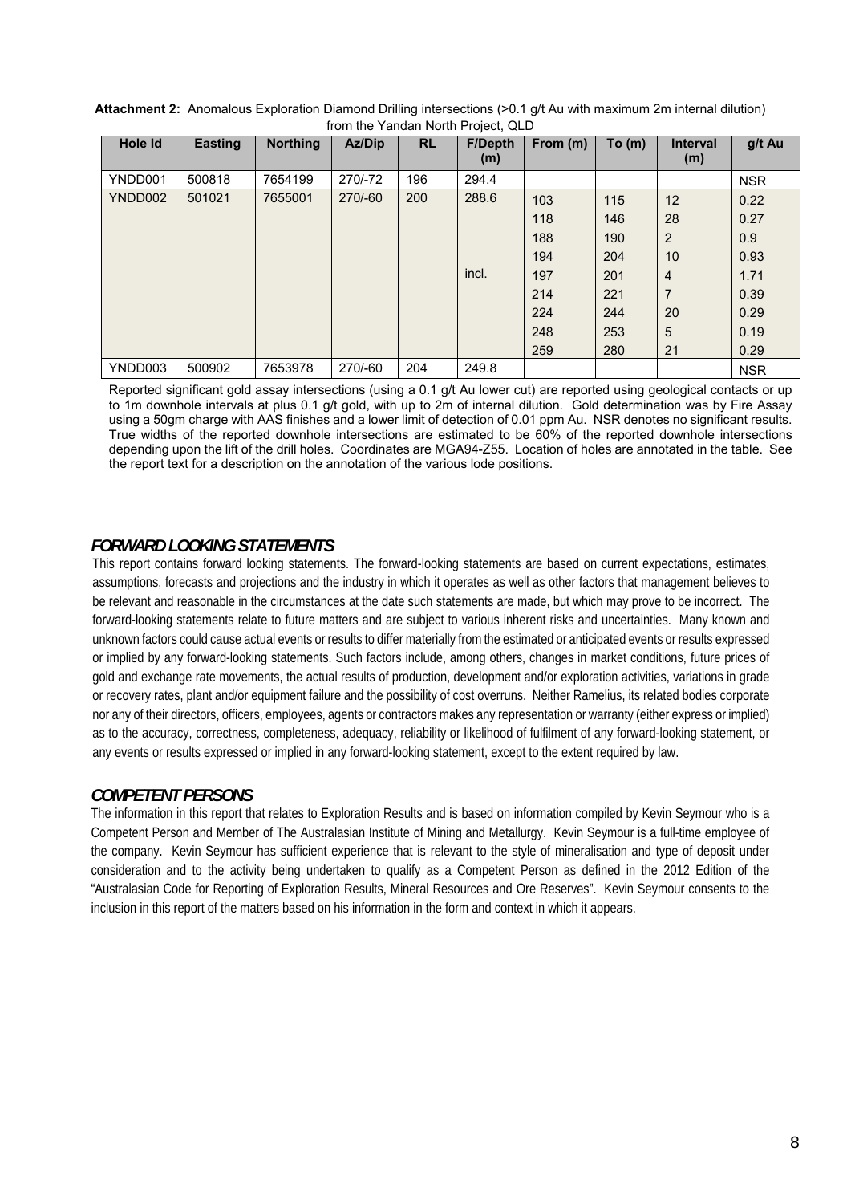**Attachment 2:** Anomalous Exploration Diamond Drilling intersections (>0.1 g/t Au with maximum 2m internal dilution) from the Yandan North Project, QLD

| Hole Id | Easting | Northing | Az/Dip | RL | F/Depth (m) | From (m) | To (m) | Interval (m) | g/t Au |
|---|---|---|---|---|---|---|---|---|---|
| YNDD001 | 500818 | 7654199 | 270/-72 | 196 | 294.4 | | | | NSR |
| YNDD002 | 501021 | 7655001 | 270/-60 | 200 | 288.6 | 103 | 115 | 12 | 0.22 |
| | | | | | | 118 | 146 | 28 | 0.27 |
| | | | | | | 188 | 190 | 2 | 0.9 |
| | | | | | | 194 | 204 | 10 | 0.93 |
| | | | | | incl. | 197 | 201 | 4 | 1.71 |
| | | | | | | 214 | 221 | 7 | 0.39 |
| | | | | | | 224 | 244 | 20 | 0.29 |
| | | | | | | 248 | 253 | 5 | 0.19 |
| | | | | | | 259 | 280 | 21 | 0.29 |
| YNDD003 | 500902 | 7653978 | 270/-60 | 204 | 249.8 | | | | NSR |

Reported significant gold assay intersections (using a 0.1 g/t Au lower cut) are reported using geological contacts or up to 1m downhole intervals at plus 0.1 g/t gold, with up to 2m of internal dilution. Gold determination was by Fire Assay using a 50gm charge with AAS finishes and a lower limit of detection of 0.01 ppm Au. NSR denotes no significant results. True widths of the reported downhole intersections are estimated to be 60% of the reported downhole intersections depending upon the lift of the drill holes. Coordinates are MGA94-Z55. Location of holes are annotated in the table. See the report text for a description on the annotation of the various lode positions.

## *FORWARD LOOKING STATEMENTS*

This report contains forward looking statements. The forward-looking statements are based on current expectations, estimates, assumptions, forecasts and projections and the industry in which it operates as well as other factors that management believes to be relevant and reasonable in the circumstances at the date such statements are made, but which may prove to be incorrect. The forward-looking statements relate to future matters and are subject to various inherent risks and uncertainties. Many known and unknown factors could cause actual events or results to differ materially from the estimated or anticipated events or results expressed or implied by any forward-looking statements. Such factors include, among others, changes in market conditions, future prices of gold and exchange rate movements, the actual results of production, development and/or exploration activities, variations in grade or recovery rates, plant and/or equipment failure and the possibility of cost overruns. Neither Ramelius, its related bodies corporate nor any of their directors, officers, employees, agents or contractors makes any representation or warranty (either express or implied) as to the accuracy, correctness, completeness, adequacy, reliability or likelihood of fulfilment of any forward-looking statement, or any events or results expressed or implied in any forward-looking statement, except to the extent required by law.

## *COMPETENT PERSONS*

The information in this report that relates to Exploration Results and is based on information compiled by Kevin Seymour who is a Competent Person and Member of The Australasian Institute of Mining and Metallurgy. Kevin Seymour is a full-time employee of the company. Kevin Seymour has sufficient experience that is relevant to the style of mineralisation and type of deposit under consideration and to the activity being undertaken to qualify as a Competent Person as defined in the 2012 Edition of the "Australasian Code for Reporting of Exploration Results, Mineral Resources and Ore Reserves". Kevin Seymour consents to the inclusion in this report of the matters based on his information in the form and context in which it appears.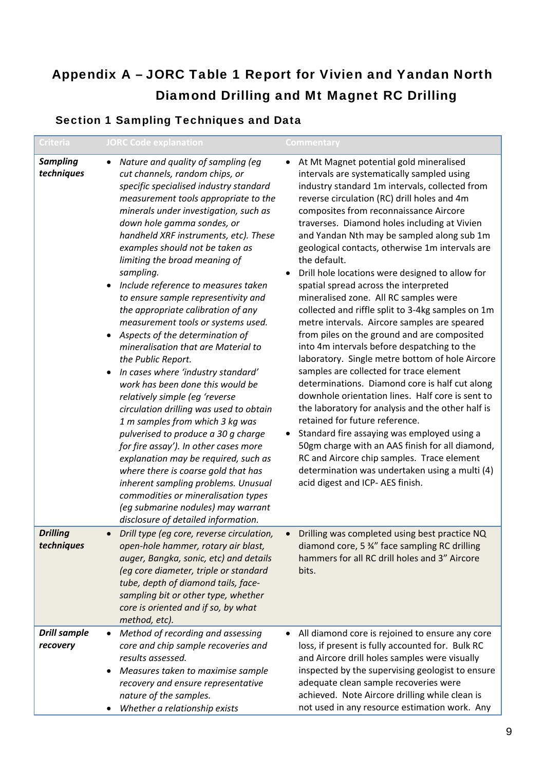# Appendix A – JORC Table 1 Report for Vivien and Yandan North Diamond Drilling and Mt Magnet RC Drilling

## Section 1 Sampling Techniques and Data

| Criteria | JORC Code explanation | Commentary |
|---|---|---|
| ***Sampling techniques*** | • *Nature and quality of sampling (eg cut channels, random chips, or specific specialised industry standard measurement tools appropriate to the minerals under investigation, such as down hole gamma sondes, or handheld XRF instruments, etc). These examples should not be taken as limiting the broad meaning of sampling.*<br>• *Include reference to measures taken to ensure sample representivity and the appropriate calibration of any measurement tools or systems used.*<br>• *Aspects of the determination of mineralisation that are Material to the Public Report.*<br>• *In cases where 'industry standard' work has been done this would be relatively simple (eg 'reverse circulation drilling was used to obtain 1 m samples from which 3 kg was pulverised to produce a 30 g charge for fire assay'). In other cases more explanation may be required, such as where there is coarse gold that has inherent sampling problems. Unusual commodities or mineralisation types (eg submarine nodules) may warrant disclosure of detailed information.* | • At Mt Magnet potential gold mineralised intervals are systematically sampled using industry standard 1m intervals, collected from reverse circulation (RC) drill holes and 4m composites from reconnaissance Aircore traverses. Diamond holes including at Vivien and Yandan Nth may be sampled along sub 1m geological contacts, otherwise 1m intervals are the default.<br>• Drill hole locations were designed to allow for spatial spread across the interpreted mineralised zone. All RC samples were collected and riffle split to 3-4kg samples on 1m metre intervals. Aircore samples are speared from piles on the ground and are composited into 4m intervals before despatching to the laboratory. Single metre bottom of hole Aircore samples are collected for trace element determinations. Diamond core is half cut along downhole orientation lines. Half core is sent to the laboratory for analysis and the other half is retained for future reference.<br>• Standard fire assaying was employed using a 50gm charge with an AAS finish for all diamond, RC and Aircore chip samples. Trace element determination was undertaken using a multi (4) acid digest and ICP- AES finish. |
| ***Drilling techniques*** | • *Drill type (eg core, reverse circulation, open-hole hammer, rotary air blast, auger, Bangka, sonic, etc) and details (eg core diameter, triple or standard tube, depth of diamond tails, face-sampling bit or other type, whether core is oriented and if so, by what method, etc).* | • Drilling was completed using best practice NQ diamond core, 5 ¾" face sampling RC drilling hammers for all RC drill holes and 3" Aircore bits. |
| ***Drill sample recovery*** | • *Method of recording and assessing core and chip sample recoveries and results assessed.*<br>• *Measures taken to maximise sample recovery and ensure representative nature of the samples.*<br>• *Whether a relationship exists* | • All diamond core is rejoined to ensure any core loss, if present is fully accounted for. Bulk RC and Aircore drill holes samples were visually inspected by the supervising geologist to ensure adequate clean sample recoveries were achieved. Note Aircore drilling while clean is not used in any resource estimation work. Any |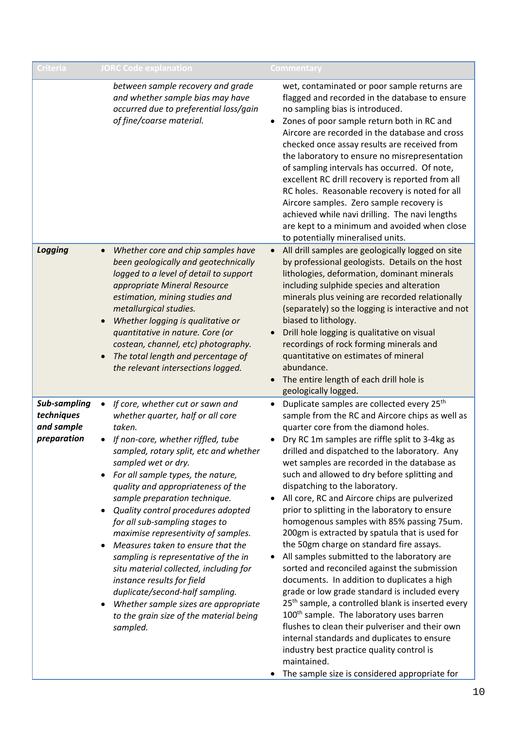| Criteria | JORC Code explanation | Commentary |
|---|---|---|
| | *between sample recovery and grade and whether sample bias may have occurred due to preferential loss/gain of fine/coarse material.* | wet, contaminated or poor sample returns are flagged and recorded in the database to ensure no sampling bias is introduced.<br>• Zones of poor sample return both in RC and Aircore are recorded in the database and cross checked once assay results are received from the laboratory to ensure no misrepresentation of sampling intervals has occurred. Of note, excellent RC drill recovery is reported from all RC holes. Reasonable recovery is noted for all Aircore samples. Zero sample recovery is achieved while navi drilling. The navi lengths are kept to a minimum and avoided when close to potentially mineralised units. |
| ***Logging*** | • *Whether core and chip samples have been geologically and geotechnically logged to a level of detail to support appropriate Mineral Resource estimation, mining studies and metallurgical studies.*<br>• *Whether logging is qualitative or quantitative in nature. Core (or costean, channel, etc) photography.*<br>• *The total length and percentage of the relevant intersections logged.* | • All drill samples are geologically logged on site by professional geologists. Details on the host lithologies, deformation, dominant minerals including sulphide species and alteration minerals plus veining are recorded relationally (separately) so the logging is interactive and not biased to lithology.<br>• Drill hole logging is qualitative on visual recordings of rock forming minerals and quantitative on estimates of mineral abundance.<br>• The entire length of each drill hole is geologically logged. |
| ***Sub-sampling techniques and sample preparation*** | • *If core, whether cut or sawn and whether quarter, half or all core taken.*<br>• *If non-core, whether riffled, tube sampled, rotary split, etc and whether sampled wet or dry.*<br>• *For all sample types, the nature, quality and appropriateness of the sample preparation technique.*<br>• *Quality control procedures adopted for all sub-sampling stages to maximise representivity of samples.*<br>• *Measures taken to ensure that the sampling is representative of the in situ material collected, including for instance results for field duplicate/second-half sampling.*<br>• *Whether sample sizes are appropriate to the grain size of the material being sampled.* | • Duplicate samples are collected every 25th sample from the RC and Aircore chips as well as quarter core from the diamond holes.<br>• Dry RC 1m samples are riffle split to 3-4kg as drilled and dispatched to the laboratory. Any wet samples are recorded in the database as such and allowed to dry before splitting and dispatching to the laboratory.<br>• All core, RC and Aircore chips are pulverized prior to splitting in the laboratory to ensure homogenous samples with 85% passing 75um. 200gm is extracted by spatula that is used for the 50gm charge on standard fire assays.<br>• All samples submitted to the laboratory are sorted and reconciled against the submission documents. In addition to duplicates a high grade or low grade standard is included every 25th sample, a controlled blank is inserted every 100th sample. The laboratory uses barren flushes to clean their pulveriser and their own internal standards and duplicates to ensure industry best practice quality control is maintained.<br>• The sample size is considered appropriate for |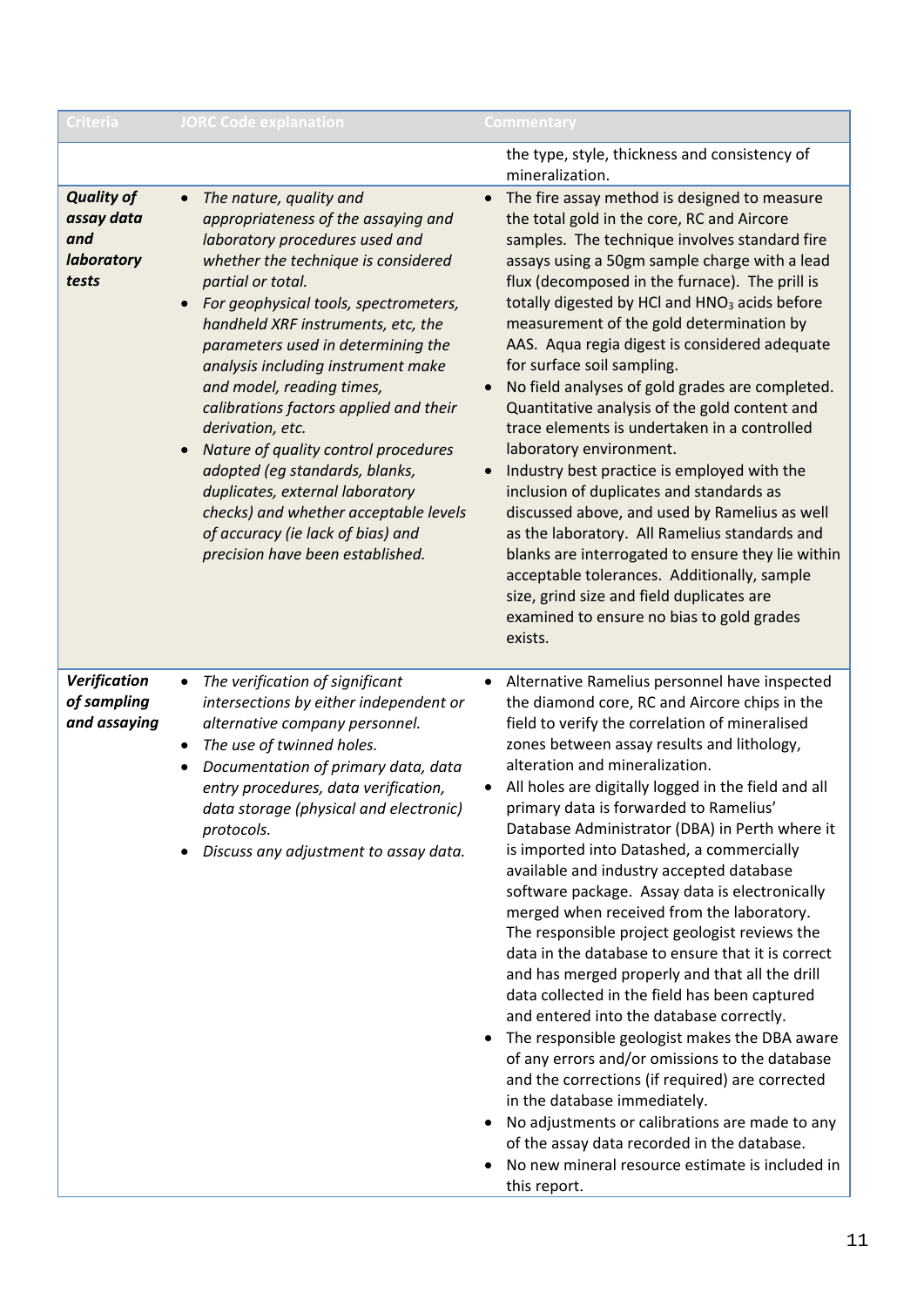| Criteria | JORC Code explanation | Commentary |
|---|---|---|
| | | the type, style, thickness and consistency of mineralization. |
| ***Quality of assay data and laboratory tests*** | • *The nature, quality and appropriateness of the assaying and laboratory procedures used and whether the technique is considered partial or total.*<br>• *For geophysical tools, spectrometers, handheld XRF instruments, etc, the parameters used in determining the analysis including instrument make and model, reading times, calibrations factors applied and their derivation, etc.*<br>• *Nature of quality control procedures adopted (eg standards, blanks, duplicates, external laboratory checks) and whether acceptable levels of accuracy (ie lack of bias) and precision have been established.* | • The fire assay method is designed to measure the total gold in the core, RC and Aircore samples. The technique involves standard fire assays using a 50gm sample charge with a lead flux (decomposed in the furnace). The prill is totally digested by HCl and $HNO_3$ acids before measurement of the gold determination by AAS. Aqua regia digest is considered adequate for surface soil sampling.<br>• No field analyses of gold grades are completed. Quantitative analysis of the gold content and trace elements is undertaken in a controlled laboratory environment.<br>• Industry best practice is employed with the inclusion of duplicates and standards as discussed above, and used by Ramelius as well as the laboratory. All Ramelius standards and blanks are interrogated to ensure they lie within acceptable tolerances. Additionally, sample size, grind size and field duplicates are examined to ensure no bias to gold grades exists. |
| ***Verification of sampling and assaying*** | • *The verification of significant intersections by either independent or alternative company personnel.*<br>• *The use of twinned holes.*<br>• *Documentation of primary data, data entry procedures, data verification, data storage (physical and electronic) protocols.*<br>• *Discuss any adjustment to assay data.* | • Alternative Ramelius personnel have inspected the diamond core, RC and Aircore chips in the field to verify the correlation of mineralised zones between assay results and lithology, alteration and mineralization.<br>• All holes are digitally logged in the field and all primary data is forwarded to Ramelius' Database Administrator (DBA) in Perth where it is imported into Datashed, a commercially available and industry accepted database software package. Assay data is electronically merged when received from the laboratory. The responsible project geologist reviews the data in the database to ensure that it is correct and has merged properly and that all the drill data collected in the field has been captured and entered into the database correctly.<br>• The responsible geologist makes the DBA aware of any errors and/or omissions to the database and the corrections (if required) are corrected in the database immediately.<br>• No adjustments or calibrations are made to any of the assay data recorded in the database.<br>• No new mineral resource estimate is included in this report. |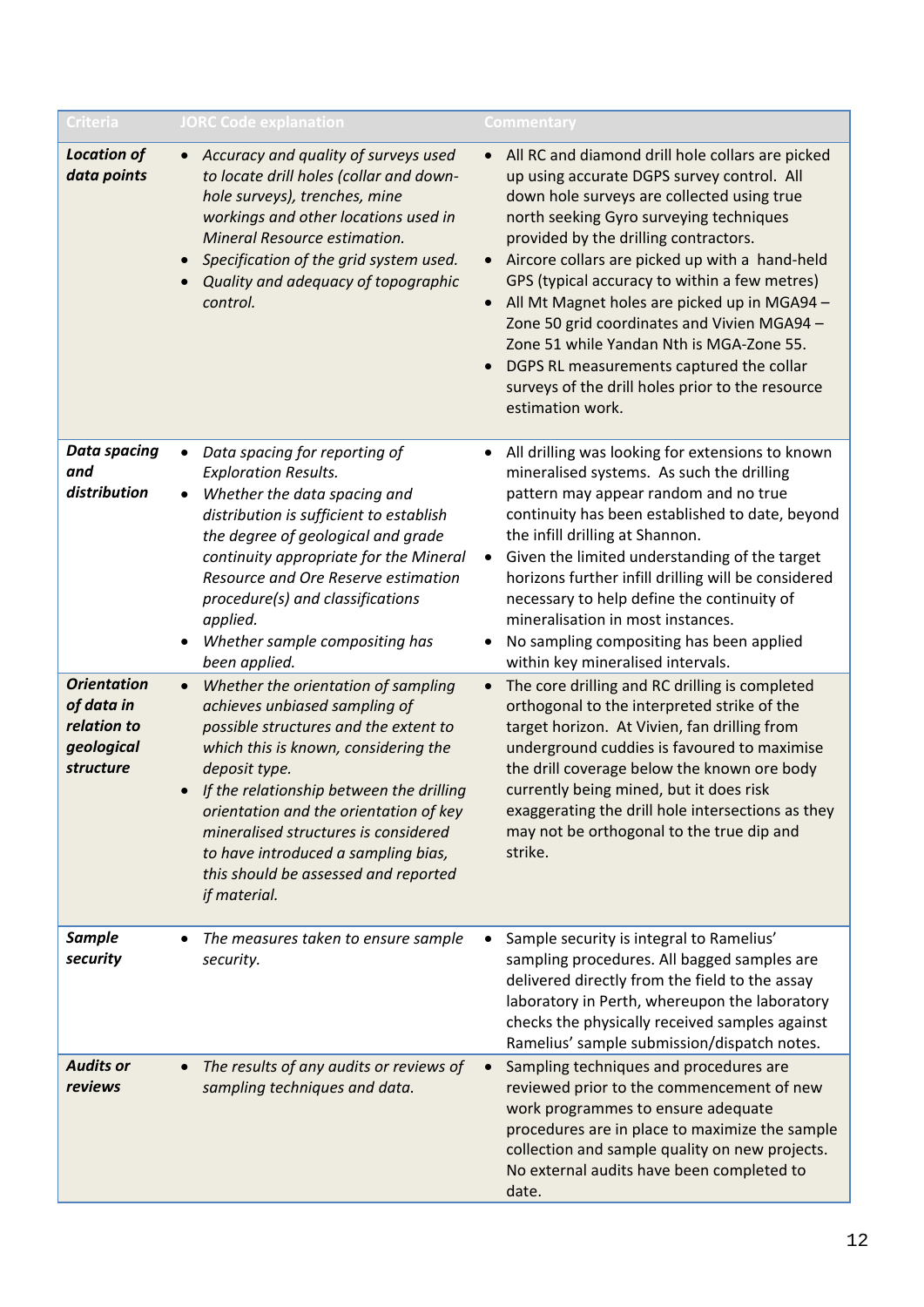| Criteria | JORC Code explanation | Commentary |
|---|---|---|
| ***Location of data points*** | • *Accuracy and quality of surveys used to locate drill holes (collar and down-hole surveys), trenches, mine workings and other locations used in Mineral Resource estimation.*<br>• *Specification of the grid system used.*<br>• *Quality and adequacy of topographic control.* | • All RC and diamond drill hole collars are picked up using accurate DGPS survey control. All down hole surveys are collected using true north seeking Gyro surveying techniques provided by the drilling contractors.<br>• Aircore collars are picked up with a hand-held GPS (typical accuracy to within a few metres)<br>• All Mt Magnet holes are picked up in MGA94 – Zone 50 grid coordinates and Vivien MGA94 – Zone 51 while Yandan Nth is MGA-Zone 55.<br>• DGPS RL measurements captured the collar surveys of the drill holes prior to the resource estimation work. |
| ***Data spacing and distribution*** | • *Data spacing for reporting of Exploration Results.*<br>• *Whether the data spacing and distribution is sufficient to establish the degree of geological and grade continuity appropriate for the Mineral Resource and Ore Reserve estimation procedure(s) and classifications applied.*<br>• *Whether sample compositing has been applied.* | • All drilling was looking for extensions to known mineralised systems. As such the drilling pattern may appear random and no true continuity has been established to date, beyond the infill drilling at Shannon.<br>• Given the limited understanding of the target horizons further infill drilling will be considered necessary to help define the continuity of mineralisation in most instances.<br>• No sampling compositing has been applied within key mineralised intervals. |
| ***Orientation of data in relation to geological structure*** | • *Whether the orientation of sampling achieves unbiased sampling of possible structures and the extent to which this is known, considering the deposit type.*<br>• *If the relationship between the drilling orientation and the orientation of key mineralised structures is considered to have introduced a sampling bias, this should be assessed and reported if material.* | • The core drilling and RC drilling is completed orthogonal to the interpreted strike of the target horizon. At Vivien, fan drilling from underground cuddies is favoured to maximise the drill coverage below the known ore body currently being mined, but it does risk exaggerating the drill hole intersections as they may not be orthogonal to the true dip and strike. |
| ***Sample security*** | • *The measures taken to ensure sample security.* | • Sample security is integral to Ramelius' sampling procedures. All bagged samples are delivered directly from the field to the assay laboratory in Perth, whereupon the laboratory checks the physically received samples against Ramelius' sample submission/dispatch notes. |
| ***Audits or reviews*** | • *The results of any audits or reviews of sampling techniques and data.* | • Sampling techniques and procedures are reviewed prior to the commencement of new work programmes to ensure adequate procedures are in place to maximize the sample collection and sample quality on new projects. No external audits have been completed to date. |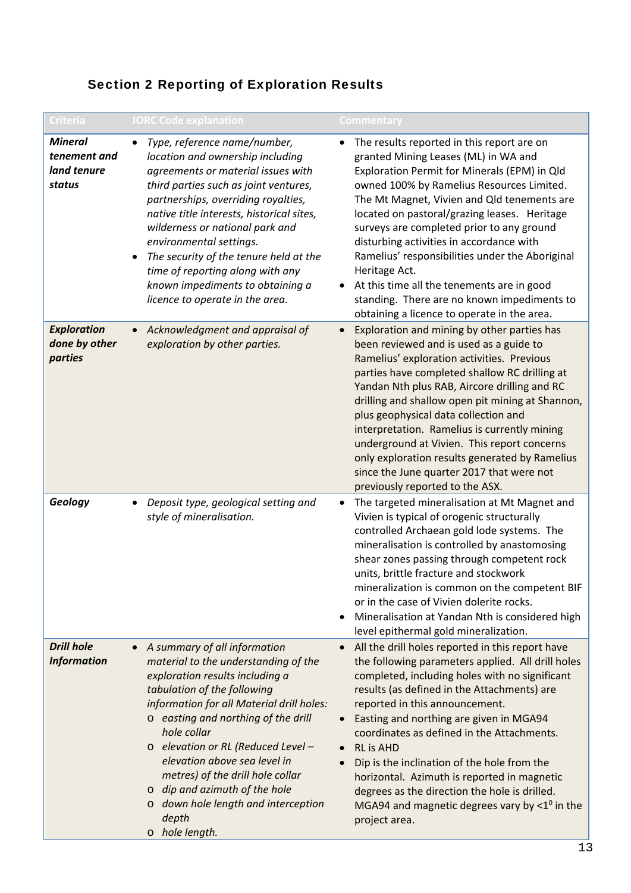## Section 2 Reporting of Exploration Results

| Criteria | JORC Code explanation | Commentary |
|---|---|---|
| ***Mineral tenement and land tenure status*** | • *Type, reference name/number, location and ownership including agreements or material issues with third parties such as joint ventures, partnerships, overriding royalties, native title interests, historical sites, wilderness or national park and environmental settings.*<br>• *The security of the tenure held at the time of reporting along with any known impediments to obtaining a licence to operate in the area.* | • The results reported in this report are on granted Mining Leases (ML) in WA and Exploration Permit for Minerals (EPM) in Qld owned 100% by Ramelius Resources Limited. The Mt Magnet, Vivien and Qld tenements are located on pastoral/grazing leases. Heritage surveys are completed prior to any ground disturbing activities in accordance with Ramelius' responsibilities under the Aboriginal Heritage Act.<br>• At this time all the tenements are in good standing. There are no known impediments to obtaining a licence to operate in the area. |
| ***Exploration done by other parties*** | • *Acknowledgment and appraisal of exploration by other parties.* | • Exploration and mining by other parties has been reviewed and is used as a guide to Ramelius' exploration activities. Previous parties have completed shallow RC drilling at Yandan Nth plus RAB, Aircore drilling and RC drilling and shallow open pit mining at Shannon, plus geophysical data collection and interpretation. Ramelius is currently mining underground at Vivien. This report concerns only exploration results generated by Ramelius since the June quarter 2017 that were not previously reported to the ASX. |
| ***Geology*** | • *Deposit type, geological setting and style of mineralisation.* | • The targeted mineralisation at Mt Magnet and Vivien is typical of orogenic structurally controlled Archaean gold lode systems. The mineralisation is controlled by anastomosing shear zones passing through competent rock units, brittle fracture and stockwork mineralization is common on the competent BIF or in the case of Vivien dolerite rocks.<br>• Mineralisation at Yandan Nth is considered high level epithermal gold mineralization. |
| ***Drill hole Information*** | • *A summary of all information material to the understanding of the exploration results including a tabulation of the following information for all Material drill holes:*<br>o *easting and northing of the drill hole collar*<br>o *elevation or RL (Reduced Level – elevation above sea level in metres) of the drill hole collar*<br>o *dip and azimuth of the hole*<br>o *down hole length and interception depth*<br>o *hole length.* | • All the drill holes reported in this report have the following parameters applied. All drill holes completed, including holes with no significant results (as defined in the Attachments) are reported in this announcement.<br>• Easting and northing are given in MGA94 coordinates as defined in the Attachments.<br>• RL is AHD<br>• Dip is the inclination of the hole from the horizontal. Azimuth is reported in magnetic degrees as the direction the hole is drilled. MGA94 and magnetic degrees vary by $<1^0$ in the project area. |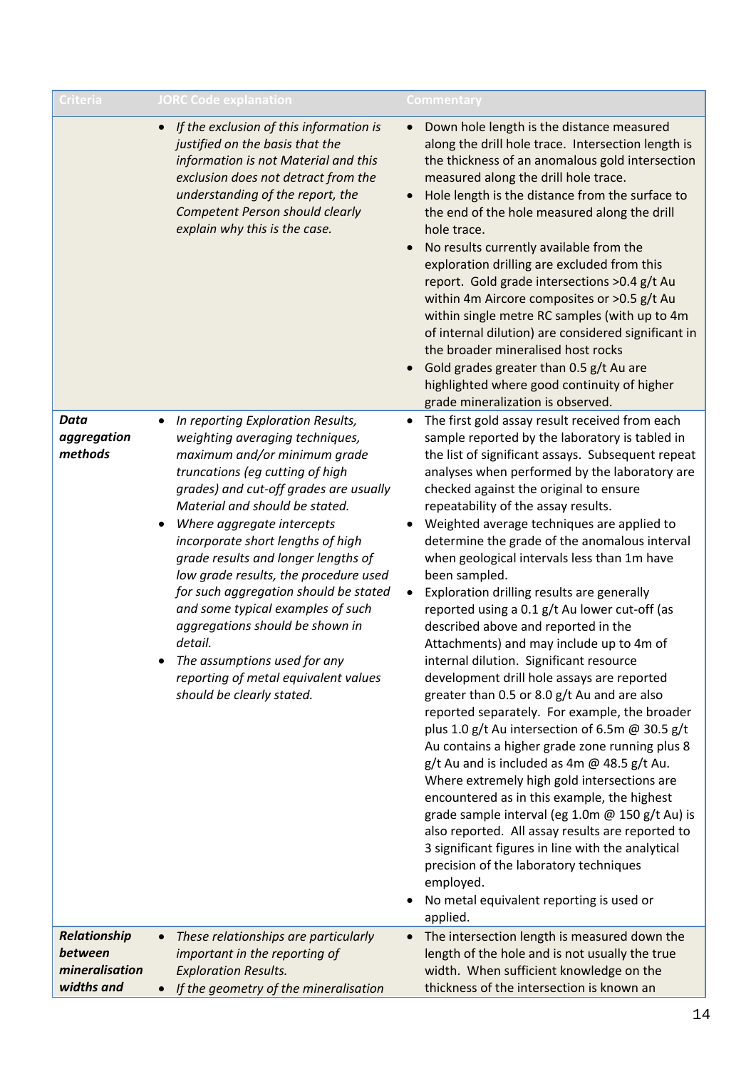| Criteria | JORC Code explanation | Commentary |
|---|---|---|
| | • *If the exclusion of this information is justified on the basis that the information is not Material and this exclusion does not detract from the understanding of the report, the Competent Person should clearly explain why this is the case.* | • Down hole length is the distance measured along the drill hole trace. Intersection length is the thickness of an anomalous gold intersection measured along the drill hole trace.<br>• Hole length is the distance from the surface to the end of the hole measured along the drill hole trace.<br>• No results currently available from the exploration drilling are excluded from this report. Gold grade intersections >0.4 g/t Au within 4m Aircore composites or >0.5 g/t Au within single metre RC samples (with up to 4m of internal dilution) are considered significant in the broader mineralised host rocks<br>• Gold grades greater than 0.5 g/t Au are highlighted where good continuity of higher grade mineralization is observed. |
| ***Data aggregation methods*** | • *In reporting Exploration Results, weighting averaging techniques, maximum and/or minimum grade truncations (eg cutting of high grades) and cut-off grades are usually Material and should be stated.*<br>• *Where aggregate intercepts incorporate short lengths of high grade results and longer lengths of low grade results, the procedure used for such aggregation should be stated and some typical examples of such aggregations should be shown in detail.*<br>• *The assumptions used for any reporting of metal equivalent values should be clearly stated.* | • The first gold assay result received from each sample reported by the laboratory is tabled in the list of significant assays. Subsequent repeat analyses when performed by the laboratory are checked against the original to ensure repeatability of the assay results.<br>• Weighted average techniques are applied to determine the grade of the anomalous interval when geological intervals less than 1m have been sampled.<br>• Exploration drilling results are generally reported using a 0.1 g/t Au lower cut-off (as described above and reported in the Attachments) and may include up to 4m of internal dilution. Significant resource development drill hole assays are reported greater than 0.5 or 8.0 g/t Au and are also reported separately. For example, the broader plus 1.0 g/t Au intersection of 6.5m @ 30.5 g/t Au contains a higher grade zone running plus 8 g/t Au and is included as 4m @ 48.5 g/t Au. Where extremely high gold intersections are encountered as in this example, the highest grade sample interval (eg 1.0m @ 150 g/t Au) is also reported. All assay results are reported to 3 significant figures in line with the analytical precision of the laboratory techniques employed.<br>• No metal equivalent reporting is used or applied. |
| ***Relationship between mineralisation widths and*** | • *These relationships are particularly important in the reporting of Exploration Results.*<br>• *If the geometry of the mineralisation* | • The intersection length is measured down the length of the hole and is not usually the true width. When sufficient knowledge on the thickness of the intersection is known an |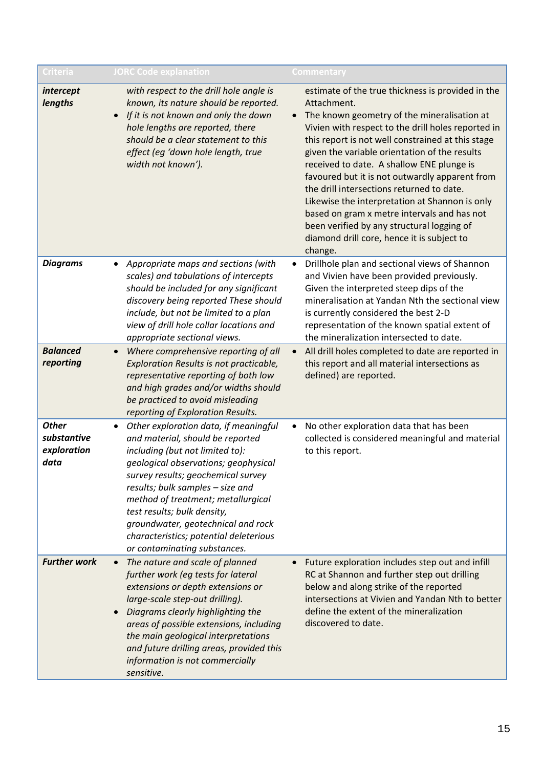| Criteria | JORC Code explanation | Commentary |
|---|---|---|
| ***intercept lengths*** | *with respect to the drill hole angle is known, its nature should be reported.*<br>• *If it is not known and only the down hole lengths are reported, there should be a clear statement to this effect (eg 'down hole length, true width not known').* | estimate of the true thickness is provided in the Attachment.<br>• The known geometry of the mineralisation at Vivien with respect to the drill holes reported in this report is not well constrained at this stage given the variable orientation of the results received to date. A shallow ENE plunge is favoured but it is not outwardly apparent from the drill intersections returned to date. Likewise the interpretation at Shannon is only based on gram x metre intervals and has not been verified by any structural logging of diamond drill core, hence it is subject to change. |
| ***Diagrams*** | • *Appropriate maps and sections (with scales) and tabulations of intercepts should be included for any significant discovery being reported These should include, but not be limited to a plan view of drill hole collar locations and appropriate sectional views.* | • Drillhole plan and sectional views of Shannon and Vivien have been provided previously. Given the interpreted steep dips of the mineralisation at Yandan Nth the sectional view is currently considered the best 2-D representation of the known spatial extent of the mineralization intersected to date. |
| ***Balanced reporting*** | • *Where comprehensive reporting of all Exploration Results is not practicable, representative reporting of both low and high grades and/or widths should be practiced to avoid misleading reporting of Exploration Results.* | • All drill holes completed to date are reported in this report and all material intersections as defined) are reported. |
| ***Other substantive exploration data*** | • *Other exploration data, if meaningful and material, should be reported including (but not limited to): geological observations; geophysical survey results; geochemical survey results; bulk samples – size and method of treatment; metallurgical test results; bulk density, groundwater, geotechnical and rock characteristics; potential deleterious or contaminating substances.* | • No other exploration data that has been collected is considered meaningful and material to this report. |
| ***Further work*** | • *The nature and scale of planned further work (eg tests for lateral extensions or depth extensions or large-scale step-out drilling).*<br>• *Diagrams clearly highlighting the areas of possible extensions, including the main geological interpretations and future drilling areas, provided this information is not commercially sensitive.* | • Future exploration includes step out and infill RC at Shannon and further step out drilling below and along strike of the reported intersections at Vivien and Yandan Nth to better define the extent of the mineralization discovered to date. |